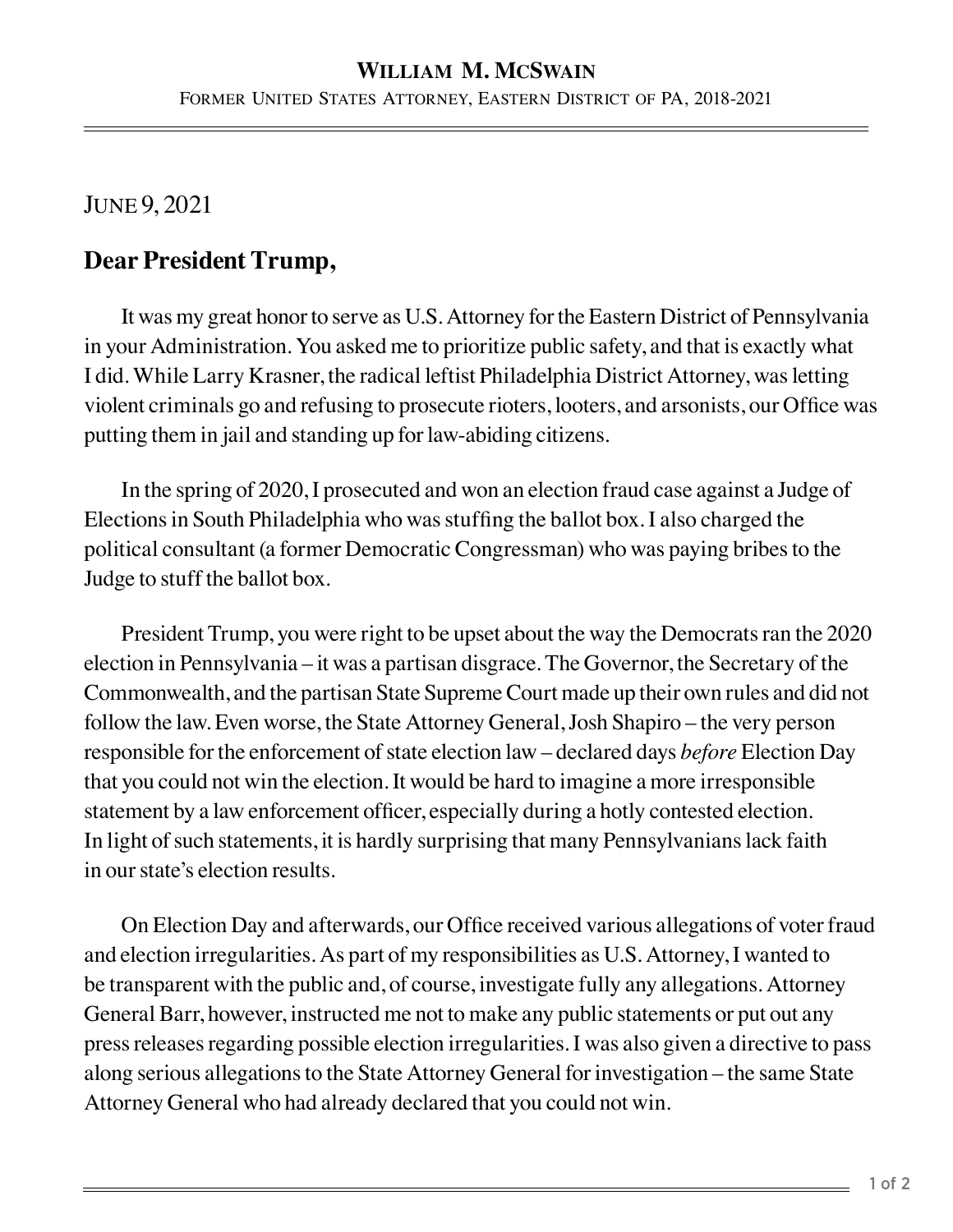**William M. McSwain**

Former United States Attorney, Eastern District of PA, 2018-2021

June 9, 2021

**Dear President Trump,**

It was my great honor to serve as U.S. Attorney for the Eastern District of Pennsylvania in your Administration. You asked me to prioritize public safety, and that is exactly what I did. While Larry Krasner, the radical leftist Philadelphia District Attorney, was letting violent criminals go and refusing to prosecute rioters, looters, and arsonists, our Office was putting them in jail and standing up for law-abiding citizens.

In the spring of 2020, I prosecuted and won an election fraud case against a Judge of Elections in South Philadelphia who was stuffing the ballot box. I also charged the political consultant (a former Democratic Congressman) who was paying bribes to the Judge to stuff the ballot box.

President Trump, you were right to be upset about the way the Democrats ran the 2020 election in Pennsylvania – it was a partisan disgrace. The Governor, the Secretary of the Commonwealth, and the partisan State Supreme Court made up their own rules and did not follow the law. Even worse, the State Attorney General, Josh Shapiro – the very person responsible for the enforcement of state election law – declared days *before* Election Day that you could not win the election. It would be hard to imagine a more irresponsible statement by a law enforcement officer, especially during a hotly contested election. In light of such statements, it is hardly surprising that many Pennsylvanians lack faith in our state's election results.

On Election Day and afterwards, our Office received various allegations of voter fraud and election irregularities. As part of my responsibilities as U.S. Attorney, I wanted to be transparent with the public and, of course, investigate fully any allegations. Attorney General Barr, however, instructed me not to make any public statements or put out any press releases regarding possible election irregularities. I was also given a directive to pass along serious allegations to the State Attorney General for investigation – the same State Attorney General who had already declared that you could not win.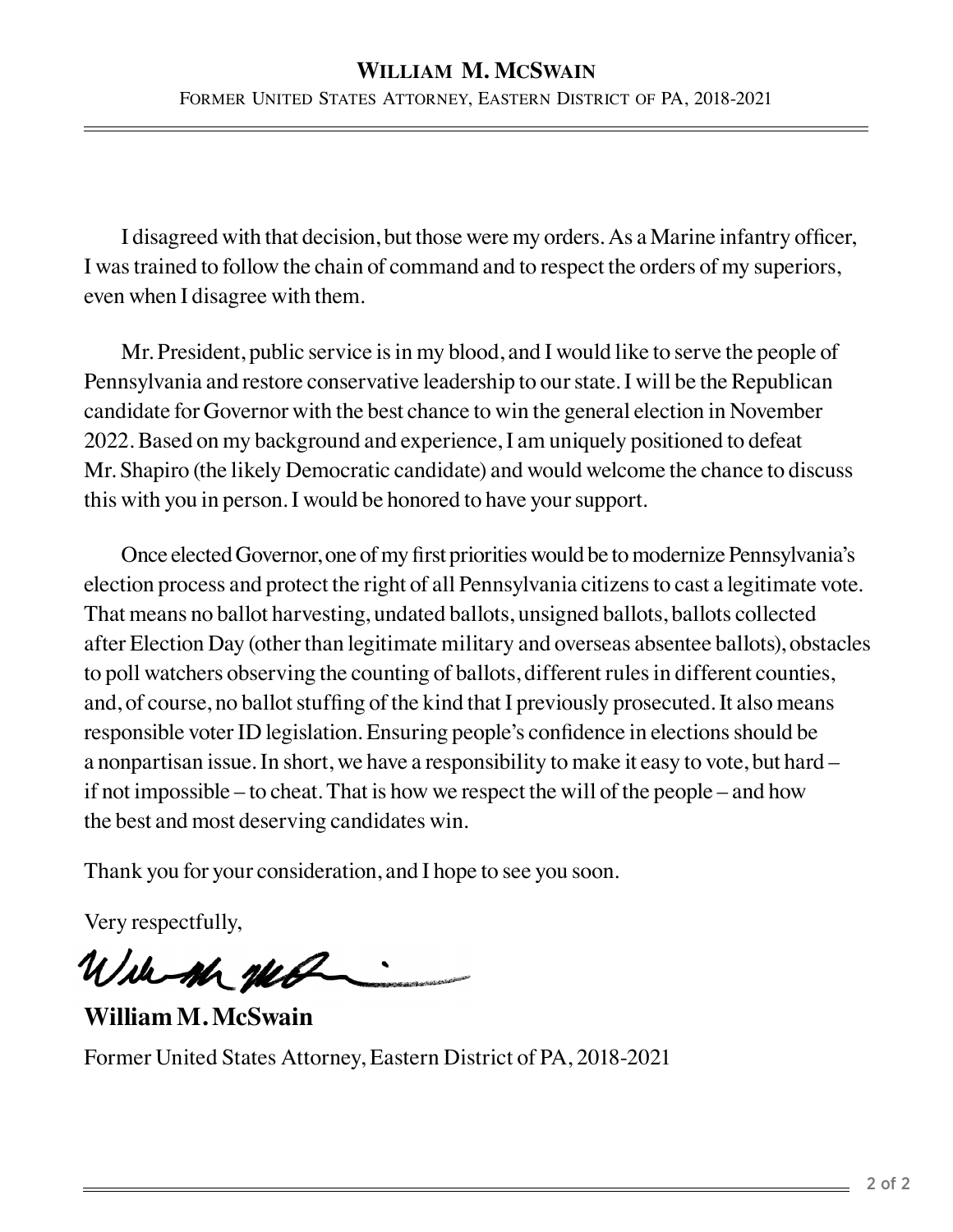I disagreed with that decision, but those were my orders. As a Marine infantry officer, I was trained to follow the chain of command and to respect the orders of my superiors, even when I disagree with them.

Mr. President, public service is in my blood, and I would like to serve the people of Pennsylvania and restore conservative leadership to our state. I will be the Republican candidate for Governor with the best chance to win the general election in November 2022. Based on my background and experience, I am uniquely positioned to defeat Mr. Shapiro (the likely Democratic candidate) and would welcome the chance to discuss this with you in person. I would be honored to have your support.

Once elected Governor, one of my first priorities would be to modernize Pennsylvania's election process and protect the right of all Pennsylvania citizens to cast a legitimate vote. That means no ballot harvesting, undated ballots, unsigned ballots, ballots collected after Election Day (other than legitimate military and overseas absentee ballots), obstacles to poll watchers observing the counting of ballots, different rules in different counties, and, of course, no ballot stuffing of the kind that I previously prosecuted. It also means responsible voter ID legislation. Ensuring people's confidence in elections should be a nonpartisan issue. In short, we have a responsibility to make it easy to vote, but hard – if not impossible – to cheat. That is how we respect the will of the people – and how the best and most deserving candidates win.

Thank you for your consideration, and I hope to see you soon.

Very respectfully,

**William M. McSwain**

Former United States Attorney, Eastern District of PA, 2018-2021